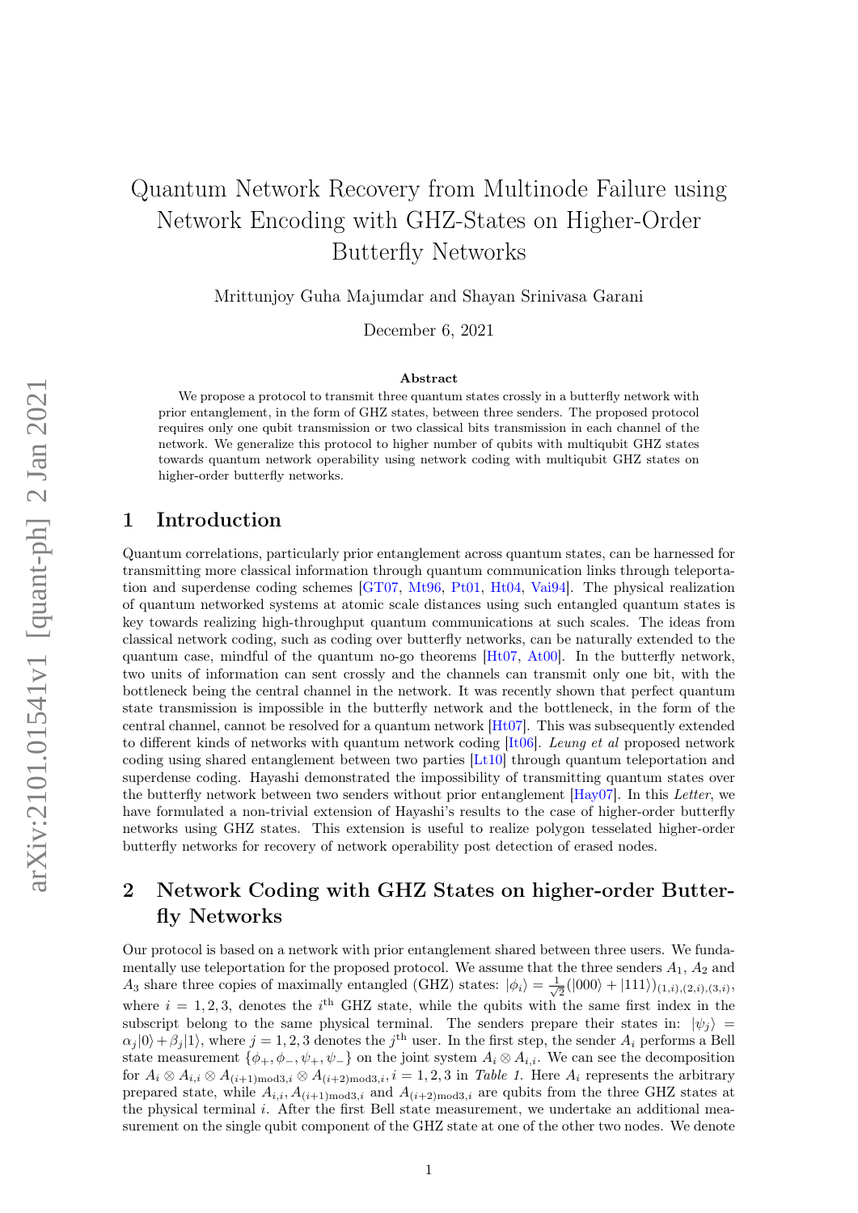# Quantum Network Recovery from Multinode Failure using Network Encoding with GHZ-States on Higher-Order Butterfly Networks

Mrittunjoy Guha Majumdar and Shayan Srinivasa Garani

December 6, 2021

**Abstract**

We propose a protocol to transmit three quantum states crossly in a butterfly network with prior entanglement, in the form of GHZ states, between three senders. The proposed protocol requires only one qubit transmission or two classical bits transmission in each channel of the network. We generalize this protocol to higher number of qubits with multiqubit GHZ states towards quantum network operability using network coding with multiqubit GHZ states on higher-order butterfly networks.

## 1 Introduction

Quantum correlations, particularly prior entanglement across quantum states, can be harnessed for transmitting more classical information through quantum communication links through teleportation and superdense coding schemes [GT07, Mt96, Pt01, Ht04, Vai94]. The physical realization of quantum networked systems at atomic scale distances using such entangled quantum states is key towards realizing high-throughput quantum communications at such scales. The ideas from classical network coding, such as coding over butterfly networks, can be naturally extended to the quantum case, mindful of the quantum no-go theorems [Ht07, At00]. In the butterfly network, two units of information can sent crossly and the channels can transmit only one bit, with the bottleneck being the central channel in the network. It was recently shown that perfect quantum state transmission is impossible in the butterfly network and the bottleneck, in the form of the central channel, cannot be resolved for a quantum network [Ht07]. This was subsequently extended to different kinds of networks with quantum network coding [It06]. *Leung et al* proposed network coding using shared entanglement between two parties [Lt10] through quantum teleportation and superdense coding. Hayashi demonstrated the impossibility of transmitting quantum states over the butterfly network between two senders without prior entanglement [Hay07]. In this *Letter*, we have formulated a non-trivial extension of Hayashi's results to the case of higher-order butterfly networks using GHZ states. This extension is useful to realize polygon tesselated higher-order butterfly networks for recovery of network operability post detection of erased nodes.

## 2 Network Coding with GHZ States on higher-order Butterfly Networks

Our protocol is based on a network with prior entanglement shared between three users. We fundamentally use teleportation for the proposed protocol. We assume that the three senders $A_1$, $A_2$ and $A_3$ share three copies of maximally entangled (GHZ) states: $|\phi_i\rangle = \frac{1}{\sqrt{2}}(|000\rangle + |111\rangle)_{(1,i),(2,i),(3,i)}$, where $i = 1, 2, 3$, denotes the $i^{\text{th}}$ GHZ state, while the qubits with the same first index in the subscript belong to the same physical terminal. The senders prepare their states in: $|\psi_j\rangle = \alpha_j|0\rangle + \beta_j|1\rangle$, where $j = 1, 2, 3$ denotes the $j^{\text{th}}$ user. In the first step, the sender $A_i$ performs a Bell state measurement $\{\phi_+, \phi_-, \psi_+, \psi_-\}$ on the joint system $A_i \otimes A_{i,i}$. We can see the decomposition for $A_i \otimes A_{i,i} \otimes A_{(i+1)\text{mod}3,i} \otimes A_{(i+2)\text{mod}3,i}, i = 1, 2, 3$ in *Table 1*. Here $A_i$ represents the arbitrary prepared state, while $A_{i,i}, A_{(i+1)\text{mod}3,i}$ and $A_{(i+2)\text{mod}3,i}$ are qubits from the three GHZ states at the physical terminal $i$. After the first Bell state measurement, we undertake an additional measurement on the single qubit component of the GHZ state at one of the other two nodes. We denote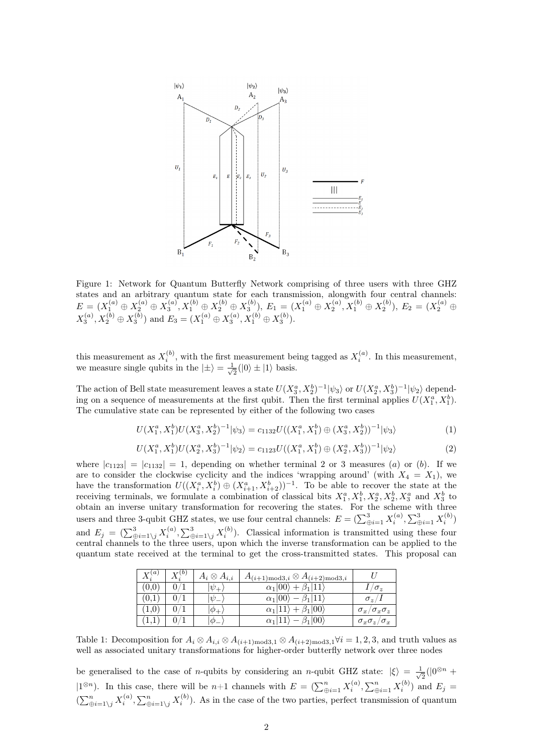Figure 1: Network for Quantum Butterfly Network comprising of three users with three GHZ states and an arbitrary quantum state for each transmission, alongwith four central channels: $E = (X_1^{(a)} \oplus X_2^{(a)} \oplus X_3^{(a)}, X_1^{(b)} \oplus X_2^{(b)} \oplus X_3^{(b)})$, $E_1 = (X_1^{(a)} \oplus X_2^{(a)}, X_1^{(b)} \oplus X_2^{(b)})$, $E_2 = (X_2^{(a)} \oplus X_3^{(a)}, X_2^{(b)} \oplus X_3^{(b)})$ and $E_3 = (X_1^{(a)} \oplus X_3^{(a)}, X_1^{(b)} \oplus X_3^{(b)})$.

this measurement as $X_i^{(b)}$, with the first measurement being tagged as $X_i^{(a)}$. In this measurement, we measure single qubits in the $|\pm\rangle = \frac{1}{\sqrt{2}}(|0\rangle \pm |1\rangle$ basis.

The action of Bell state measurement leaves a state $U(X_3^a, X_2^b)^{-1}|\psi_3\rangle$ or $U(X_2^a, X_3^b)^{-1}|\psi_2\rangle$ depending on a sequence of measurements at the first qubit. Then the first terminal applies $U(X_1^a, X_1^b)$. The cumulative state can be represented by either of the following two cases

$$U(X_1^a, X_1^b)U(X_3^a, X_2^b)^{-1}|\psi_3\rangle = c_{1132}U((X_1^a, X_1^b) \oplus (X_3^a, X_2^b))^{-1}|\psi_3\rangle \tag{1}$$

$$U(X_1^a, X_1^b)U(X_2^a, X_3^b)^{-1}|\psi_2\rangle = c_{1123}U((X_1^a, X_1^b) \oplus (X_2^a, X_3^b))^{-1}|\psi_2\rangle \tag{2}$$

where $|c_{1123}| = |c_{1132}| = 1$, depending on whether terminal 2 or 3 measures $(a)$ or $(b)$. If we are to consider the clockwise cyclicity and the indices 'wrapping around' (with $X_4 = X_1$), we have the transformation $U((X_i^a, X_i^b) \oplus (X_{i+1}^a, X_{i+2}^b))^{-1}$. To be able to recover the state at the receiving terminals, we formulate a combination of classical bits $X_1^a, X_1^b, X_2^a, X_2^b, X_3^a$ and $X_3^b$ to obtain an inverse unitary transformation for recovering the states. For the scheme with three users and three 3-qubit GHZ states, we use four central channels: $E = (\sum_{\oplus i=1}^{3} X_i^{(a)}, \sum_{\oplus i=1}^{3} X_i^{(b)})$ and $E_j = (\sum_{\oplus i=1\setminus j}^{3} X_i^{(a)}, \sum_{\oplus i=1\setminus j}^{3} X_i^{(b)})$. Classical information is transmitted using these four central channels to the three users, upon which the inverse transformation can be applied to the quantum state received at the terminal to get the cross-transmitted states. This proposal can

| $X_i^{(a)}$ | $X_i^{(b)}$ | $A_i \otimes A_{i,i}$ | $A_{(i+1)\text{mod}3,i} \otimes A_{(i+2)\text{mod}3,i}$ | $U$ |
|---|---|---|---|---|
| (0,0) | 0/1 | $\|\psi_+\rangle$ | $\alpha_1\|00\rangle + \beta_1\|11\rangle$ | $I/\sigma_z$ |
| (0,1) | 0/1 | $\|\psi_-\rangle$ | $\alpha_1\|00\rangle - \beta_1\|11\rangle$ | $\sigma_z/I$ |
| (1,0) | 0/1 | $\|\phi_+\rangle$ | $\alpha_1\|11\rangle + \beta_1\|00\rangle$ | $\sigma_x/\sigma_x\sigma_z$ |
| (1,1) | 0/1 | $\|\phi_-\rangle$ | $\alpha_1\|11\rangle - \beta_1\|00\rangle$ | $\sigma_x\sigma_z/\sigma_x$ |

Table 1: Decomposition for $A_i \otimes A_{i,i} \otimes A_{(i+1)\text{mod}3,1} \otimes A_{(i+2)\text{mod}3,1} \forall i = 1, 2, 3$, and truth values as well as associated unitary transformations for higher-order butterfly network over three nodes

be generalised to the case of $n$-qubits by considering an $n$-qubit GHZ state: $|\xi\rangle = \frac{1}{\sqrt{2}}(|0^{\otimes n} + |1^{\otimes n})$. In this case, there will be $n+1$ channels with $E = (\sum_{\oplus i=1}^{n} X_i^{(a)}, \sum_{\oplus i=1}^{n} X_i^{(b)})$ and $E_j = (\sum_{\oplus i=1\setminus j}^{n} X_i^{(a)}, \sum_{\oplus i=1\setminus j}^{n} X_i^{(b)})$. As in the case of the two parties, perfect transmission of quantum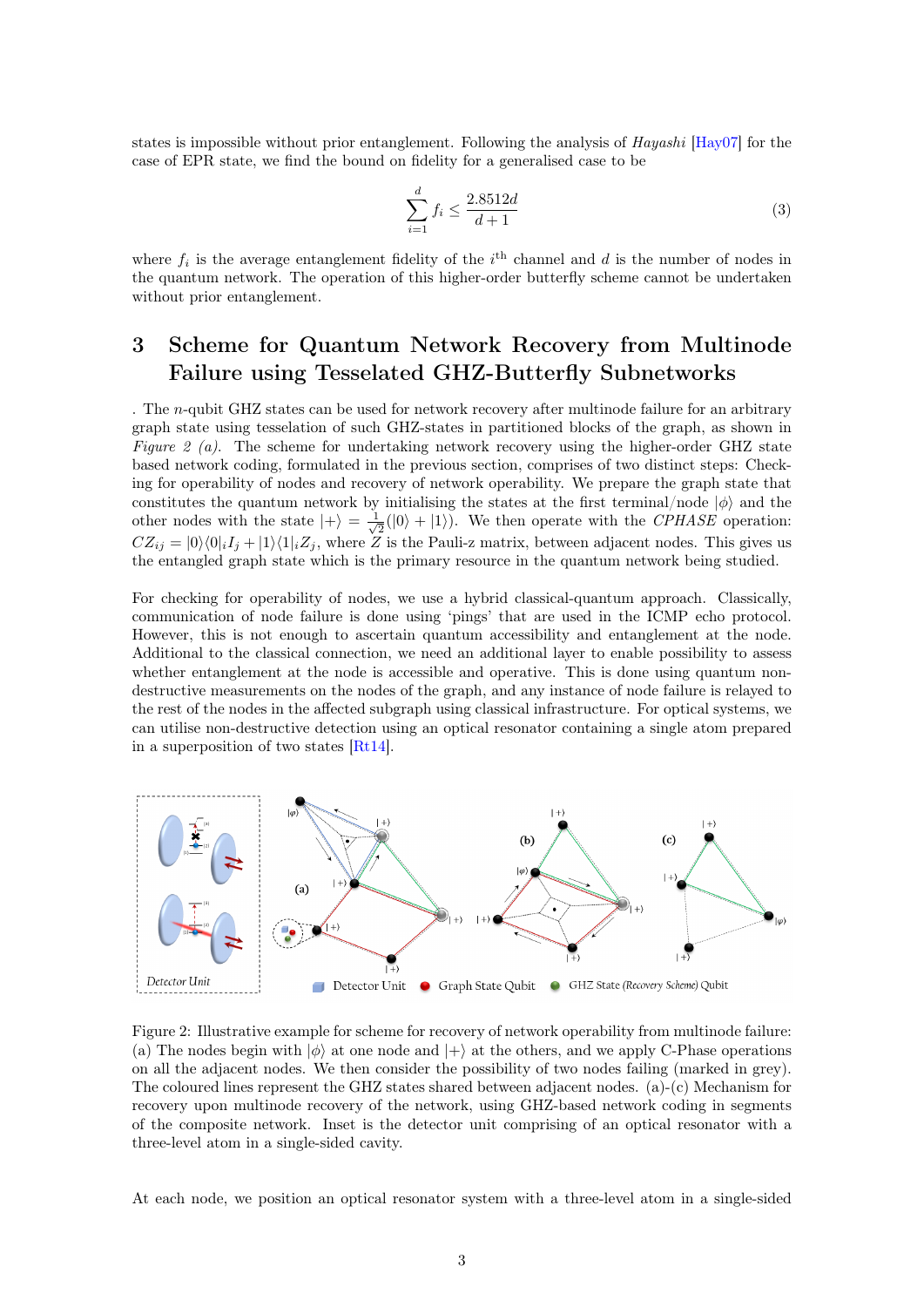states is impossible without prior entanglement. Following the analysis of *Hayashi* [Hay07] for the case of EPR state, we find the bound on fidelity for a generalised case to be

$$\sum_{i=1}^{d} f_i \leq \frac{2.8512d}{d+1} \tag{3}$$

where $f_i$ is the average entanglement fidelity of the $i^{\text{th}}$ channel and $d$ is the number of nodes in the quantum network. The operation of this higher-order butterfly scheme cannot be undertaken without prior entanglement.

# 3 Scheme for Quantum Network Recovery from Multinode Failure using Tesselated GHZ-Butterfly Subnetworks

. The $n$-qubit GHZ states can be used for network recovery after multinode failure for an arbitrary graph state using tesselation of such GHZ-states in partitioned blocks of the graph, as shown in *Figure 2 (a)*. The scheme for undertaking network recovery using the higher-order GHZ state based network coding, formulated in the previous section, comprises of two distinct steps: Checking for operability of nodes and recovery of network operability. We prepare the graph state that constitutes the quantum network by initialising the states at the first terminal/node $|\phi\rangle$ and the other nodes with the state $|+\rangle = \frac{1}{\sqrt{2}}(|0\rangle + |1\rangle)$. We then operate with the *CPHASE* operation: $CZ_{ij} = |0\rangle\langle 0|_i I_j + |1\rangle\langle 1|_i Z_j$, where $Z$ is the Pauli-z matrix, between adjacent nodes. This gives us the entangled graph state which is the primary resource in the quantum network being studied.

For checking for operability of nodes, we use a hybrid classical-quantum approach. Classically, communication of node failure is done using 'pings' that are used in the ICMP echo protocol. However, this is not enough to ascertain quantum accessibility and entanglement at the node. Additional to the classical connection, we need an additional layer to enable possibility to assess whether entanglement at the node is accessible and operative. This is done using quantum non-destructive measurements on the nodes of the graph, and any instance of node failure is relayed to the rest of the nodes in the affected subgraph using classical infrastructure. For optical systems, we can utilise non-destructive detection using an optical resonator containing a single atom prepared in a superposition of two states [Rt14].

Figure 2: Illustrative example for scheme for recovery of network operability from multinode failure: (a) The nodes begin with $|\phi\rangle$ at one node and $|+\rangle$ at the others, and we apply C-Phase operations on all the adjacent nodes. We then consider the possibility of two nodes failing (marked in grey). The coloured lines represent the GHZ states shared between adjacent nodes. (a)-(c) Mechanism for recovery upon multinode recovery of the network, using GHZ-based network coding in segments of the composite network. Inset is the detector unit comprising of an optical resonator with a three-level atom in a single-sided cavity.

At each node, we position an optical resonator system with a three-level atom in a single-sided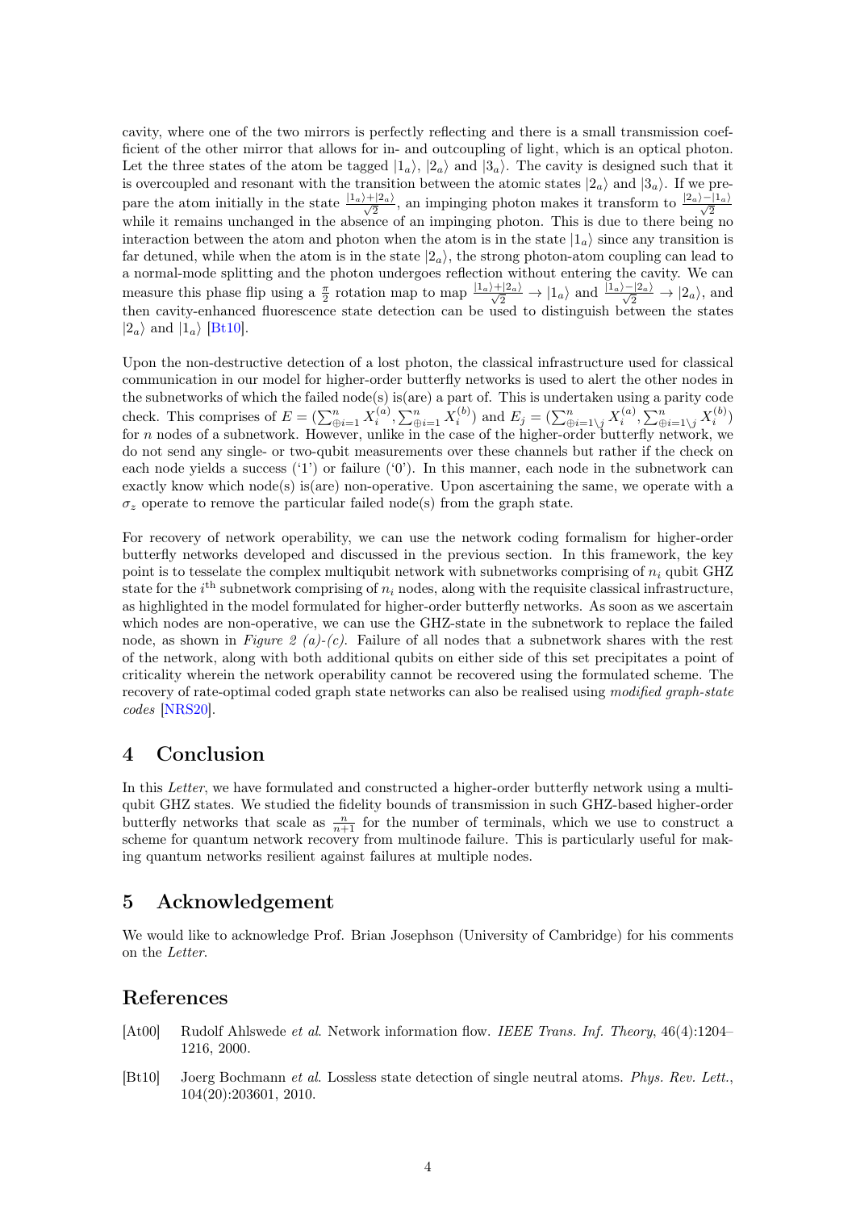cavity, where one of the two mirrors is perfectly reflecting and there is a small transmission coefficient of the other mirror that allows for in- and outcoupling of light, which is an optical photon. Let the three states of the atom be tagged $|1_a\rangle$, $|2_a\rangle$ and $|3_a\rangle$. The cavity is designed such that it is overcoupled and resonant with the transition between the atomic states $|2_a\rangle$ and $|3_a\rangle$. If we prepare the atom initially in the state $\frac{|1_a\rangle+|2_a\rangle}{\sqrt{2}}$, an impinging photon makes it transform to $\frac{|2_a\rangle-|1_a\rangle}{\sqrt{2}}$ while it remains unchanged in the absence of an impinging photon. This is due to there being no interaction between the atom and photon when the atom is in the state $|1_a\rangle$ since any transition is far detuned, while when the atom is in the state $|2_a\rangle$, the strong photon-atom coupling can lead to a normal-mode splitting and the photon undergoes reflection without entering the cavity. We can measure this phase flip using a $\frac{\pi}{2}$ rotation map to map $\frac{|1_a\rangle+|2_a\rangle}{\sqrt{2}} \to |1_a\rangle$ and $\frac{|1_a\rangle-|2_a\rangle}{\sqrt{2}} \to |2_a\rangle$, and then cavity-enhanced fluorescence state detection can be used to distinguish between the states $|2_a\rangle$ and $|1_a\rangle$ [Bt10].

Upon the non-destructive detection of a lost photon, the classical infrastructure used for classical communication in our model for higher-order butterfly networks is used to alert the other nodes in the subnetworks of which the failed node(s) is(are) a part of. This is undertaken using a parity code check. This comprises of $E = (\sum_{\oplus i=1}^{n} X_i^{(a)}, \sum_{\oplus i=1}^{n} X_i^{(b)})$ and $E_j = (\sum_{\oplus i=1 \setminus j}^{n} X_i^{(a)}, \sum_{\oplus i=1 \setminus j}^{n} X_i^{(b)})$ for $n$ nodes of a subnetwork. However, unlike in the case of the higher-order butterfly network, we do not send any single- or two-qubit measurements over these channels but rather if the check on each node yields a success ('1') or failure ('0'). In this manner, each node in the subnetwork can exactly know which node(s) is(are) non-operative. Upon ascertaining the same, we operate with a $\sigma_z$ operate to remove the particular failed node(s) from the graph state.

For recovery of network operability, we can use the network coding formalism for higher-order butterfly networks developed and discussed in the previous section. In this framework, the key point is to tesselate the complex multiqubit network with subnetworks comprising of $n_i$ qubit GHZ state for the $i^{\text{th}}$ subnetwork comprising of $n_i$ nodes, along with the requisite classical infrastructure, as highlighted in the model formulated for higher-order butterfly networks. As soon as we ascertain which nodes are non-operative, we can use the GHZ-state in the subnetwork to replace the failed node, as shown in *Figure 2 (a)-(c)*. Failure of all nodes that a subnetwork shares with the rest of the network, along with both additional qubits on either side of this set precipitates a point of criticality wherein the network operability cannot be recovered using the formulated scheme. The recovery of rate-optimal coded graph state networks can also be realised using *modified graph-state codes* [NRS20].

## 4 Conclusion

In this *Letter*, we have formulated and constructed a higher-order butterfly network using a multiqubit GHZ states. We studied the fidelity bounds of transmission in such GHZ-based higher-order butterfly networks that scale as $\frac{n}{n+1}$ for the number of terminals, which we use to construct a scheme for quantum network recovery from multinode failure. This is particularly useful for making quantum networks resilient against failures at multiple nodes.

## 5 Acknowledgement

We would like to acknowledge Prof. Brian Josephson (University of Cambridge) for his comments on the *Letter*.

## References

[At00] Rudolf Ahlswede *et al*. Network information flow. *IEEE Trans. Inf. Theory*, 46(4):1204–1216, 2000.

[Bt10] Joerg Bochmann *et al*. Lossless state detection of single neutral atoms. *Phys. Rev. Lett.*, 104(20):203601, 2010.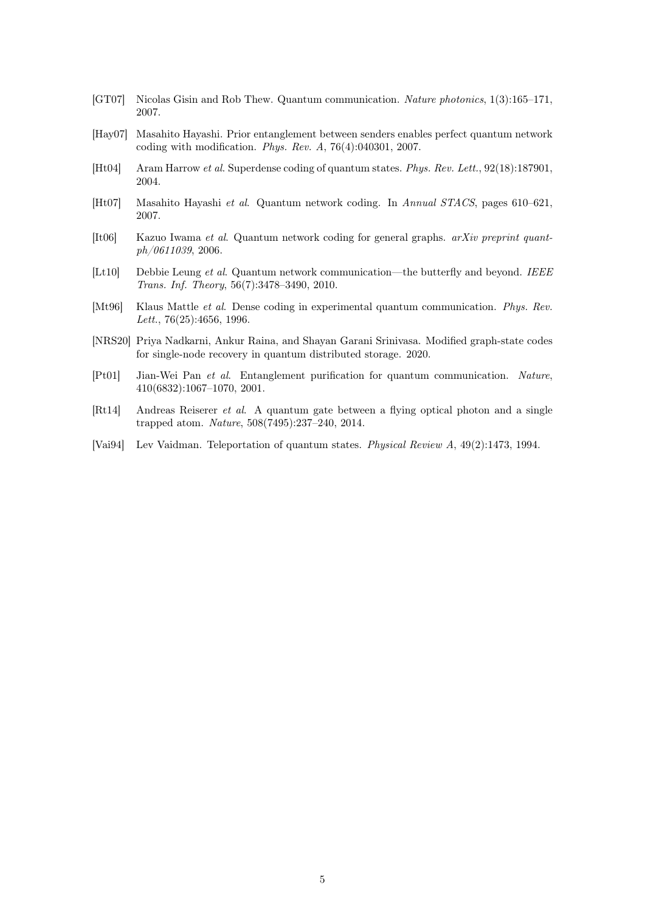[GT07] Nicolas Gisin and Rob Thew. Quantum communication. *Nature photonics*, 1(3):165–171, 2007.

[Hay07] Masahito Hayashi. Prior entanglement between senders enables perfect quantum network coding with modification. *Phys. Rev. A*, 76(4):040301, 2007.

[Ht04] Aram Harrow *et al*. Superdense coding of quantum states. *Phys. Rev. Lett.*, 92(18):187901, 2004.

[Ht07] Masahito Hayashi *et al*. Quantum network coding. In *Annual STACS*, pages 610–621, 2007.

[It06] Kazuo Iwama *et al*. Quantum network coding for general graphs. *arXiv preprint quant-ph/0611039*, 2006.

[Lt10] Debbie Leung *et al*. Quantum network communication—the butterfly and beyond. *IEEE Trans. Inf. Theory*, 56(7):3478–3490, 2010.

[Mt96] Klaus Mattle *et al*. Dense coding in experimental quantum communication. *Phys. Rev. Lett.*, 76(25):4656, 1996.

[NRS20] Priya Nadkarni, Ankur Raina, and Shayan Garani Srinivasa. Modified graph-state codes for single-node recovery in quantum distributed storage. 2020.

[Pt01] Jian-Wei Pan *et al*. Entanglement purification for quantum communication. *Nature*, 410(6832):1067–1070, 2001.

[Rt14] Andreas Reiserer *et al*. A quantum gate between a flying optical photon and a single trapped atom. *Nature*, 508(7495):237–240, 2014.

[Vai94] Lev Vaidman. Teleportation of quantum states. *Physical Review A*, 49(2):1473, 1994.